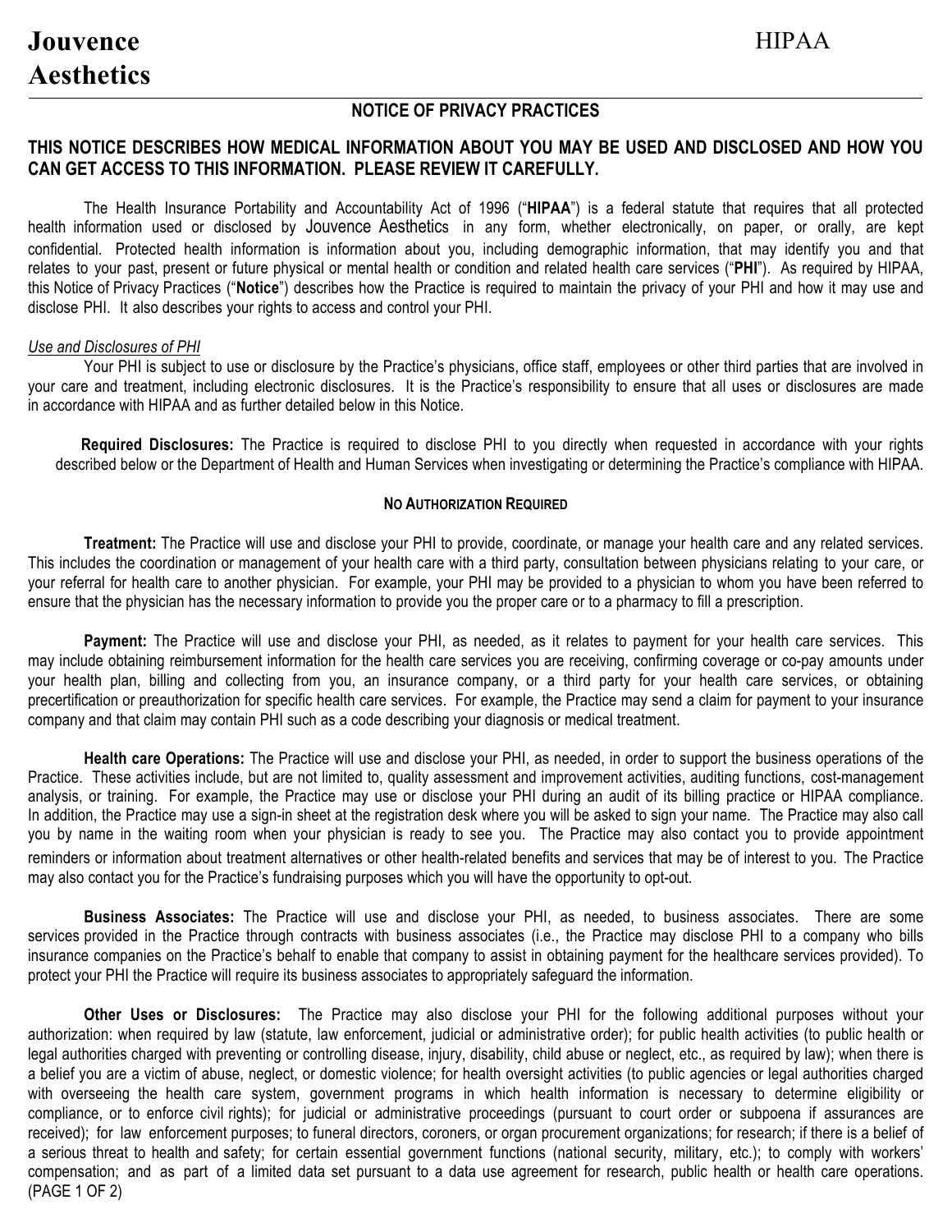# Jouvence Aesthetics

HIPAA

## NOTICE OF PRIVACY PRACTICES

### THIS NOTICE DESCRIBES HOW MEDICAL INFORMATION ABOUT YOU MAY BE USED AND DISCLOSED AND HOW YOU CAN GET ACCESS TO THIS INFORMATION. PLEASE REVIEW IT CAREFULLY.

The Health Insurance Portability and Accountability Act of 1996 ("**HIPAA**") is a federal statute that requires that all protected health information used or disclosed by Jouvence Aesthetics in any form, whether electronically, on paper, or orally, are kept confidential. Protected health information is information about you, including demographic information, that may identify you and that relates to your past, present or future physical or mental health or condition and related health care services ("**PHI**"). As required by HIPAA, this Notice of Privacy Practices ("**Notice**") describes how the Practice is required to maintain the privacy of your PHI and how it may use and disclose PHI. It also describes your rights to access and control your PHI.

*Use and Disclosures of PHI*

Your PHI is subject to use or disclosure by the Practice's physicians, office staff, employees or other third parties that are involved in your care and treatment, including electronic disclosures. It is the Practice's responsibility to ensure that all uses or disclosures are made in accordance with HIPAA and as further detailed below in this Notice.

**Required Disclosures:** The Practice is required to disclose PHI to you directly when requested in accordance with your rights described below or the Department of Health and Human Services when investigating or determining the Practice's compliance with HIPAA.

#### NO AUTHORIZATION REQUIRED

**Treatment:** The Practice will use and disclose your PHI to provide, coordinate, or manage your health care and any related services. This includes the coordination or management of your health care with a third party, consultation between physicians relating to your care, or your referral for health care to another physician. For example, your PHI may be provided to a physician to whom you have been referred to ensure that the physician has the necessary information to provide you the proper care or to a pharmacy to fill a prescription.

**Payment:** The Practice will use and disclose your PHI, as needed, as it relates to payment for your health care services. This may include obtaining reimbursement information for the health care services you are receiving, confirming coverage or co-pay amounts under your health plan, billing and collecting from you, an insurance company, or a third party for your health care services, or obtaining precertification or preauthorization for specific health care services. For example, the Practice may send a claim for payment to your insurance company and that claim may contain PHI such as a code describing your diagnosis or medical treatment.

**Health care Operations:** The Practice will use and disclose your PHI, as needed, in order to support the business operations of the Practice. These activities include, but are not limited to, quality assessment and improvement activities, auditing functions, cost-management analysis, or training. For example, the Practice may use or disclose your PHI during an audit of its billing practice or HIPAA compliance. In addition, the Practice may use a sign-in sheet at the registration desk where you will be asked to sign your name. The Practice may also call you by name in the waiting room when your physician is ready to see you. The Practice may also contact you to provide appointment reminders or information about treatment alternatives or other health-related benefits and services that may be of interest to you. The Practice may also contact you for the Practice's fundraising purposes which you will have the opportunity to opt-out.

**Business Associates:** The Practice will use and disclose your PHI, as needed, to business associates. There are some services provided in the Practice through contracts with business associates (i.e., the Practice may disclose PHI to a company who bills insurance companies on the Practice's behalf to enable that company to assist in obtaining payment for the healthcare services provided). To protect your PHI the Practice will require its business associates to appropriately safeguard the information.

**Other Uses or Disclosures:** The Practice may also disclose your PHI for the following additional purposes without your authorization: when required by law (statute, law enforcement, judicial or administrative order); for public health activities (to public health or legal authorities charged with preventing or controlling disease, injury, disability, child abuse or neglect, etc., as required by law); when there is a belief you are a victim of abuse, neglect, or domestic violence; for health oversight activities (to public agencies or legal authorities charged with overseeing the health care system, government programs in which health information is necessary to determine eligibility or compliance, or to enforce civil rights); for judicial or administrative proceedings (pursuant to court order or subpoena if assurances are received); for law enforcement purposes; to funeral directors, coroners, or organ procurement organizations; for research; if there is a belief of a serious threat to health and safety; for certain essential government functions (national security, military, etc.); to comply with workers' compensation; and as part of a limited data set pursuant to a data use agreement for research, public health or health care operations.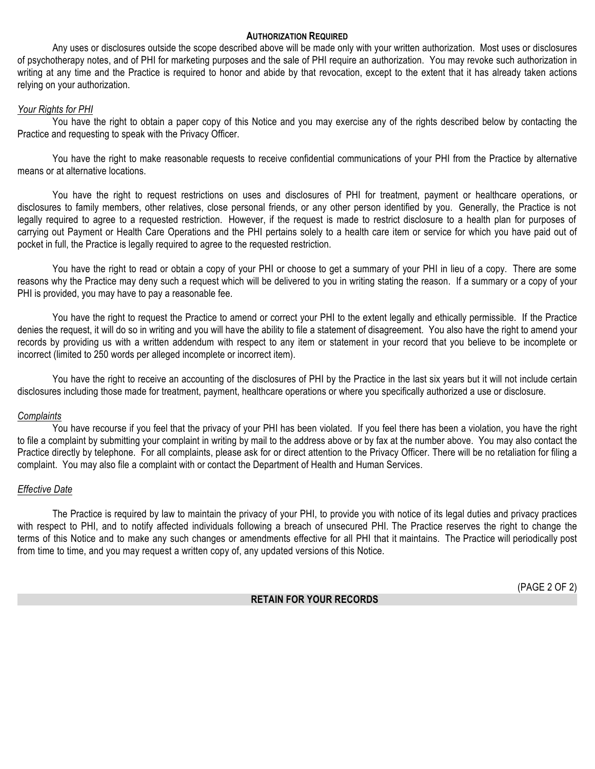## Authorization Required

Any uses or disclosures outside the scope described above will be made only with your written authorization. Most uses or disclosures of psychotherapy notes, and of PHI for marketing purposes and the sale of PHI require an authorization. You may revoke such authorization in writing at any time and the Practice is required to honor and abide by that revocation, except to the extent that it has already taken actions relying on your authorization.

### *Your Rights for PHI*

You have the right to obtain a paper copy of this Notice and you may exercise any of the rights described below by contacting the Practice and requesting to speak with the Privacy Officer.

You have the right to make reasonable requests to receive confidential communications of your PHI from the Practice by alternative means or at alternative locations.

You have the right to request restrictions on uses and disclosures of PHI for treatment, payment or healthcare operations, or disclosures to family members, other relatives, close personal friends, or any other person identified by you. Generally, the Practice is not legally required to agree to a requested restriction. However, if the request is made to restrict disclosure to a health plan for purposes of carrying out Payment or Health Care Operations and the PHI pertains solely to a health care item or service for which you have paid out of pocket in full, the Practice is legally required to agree to the requested restriction.

You have the right to read or obtain a copy of your PHI or choose to get a summary of your PHI in lieu of a copy. There are some reasons why the Practice may deny such a request which will be delivered to you in writing stating the reason. If a summary or a copy of your PHI is provided, you may have to pay a reasonable fee.

You have the right to request the Practice to amend or correct your PHI to the extent legally and ethically permissible. If the Practice denies the request, it will do so in writing and you will have the ability to file a statement of disagreement. You also have the right to amend your records by providing us with a written addendum with respect to any item or statement in your record that you believe to be incomplete or incorrect (limited to 250 words per alleged incomplete or incorrect item).

You have the right to receive an accounting of the disclosures of PHI by the Practice in the last six years but it will not include certain disclosures including those made for treatment, payment, healthcare operations or where you specifically authorized a use or disclosure.

### *Complaints*

You have recourse if you feel that the privacy of your PHI has been violated. If you feel there has been a violation, you have the right to file a complaint by submitting your complaint in writing by mail to the address above or by fax at the number above. You may also contact the Practice directly by telephone. For all complaints, please ask for or direct attention to the Privacy Officer. There will be no retaliation for filing a complaint. You may also file a complaint with or contact the Department of Health and Human Services.

### *Effective Date*

The Practice is required by law to maintain the privacy of your PHI, to provide you with notice of its legal duties and privacy practices with respect to PHI, and to notify affected individuals following a breach of unsecured PHI. The Practice reserves the right to change the terms of this Notice and to make any such changes or amendments effective for all PHI that it maintains. The Practice will periodically post from time to time, and you may request a written copy of, any updated versions of this Notice.

**RETAIN FOR YOUR RECORDS**